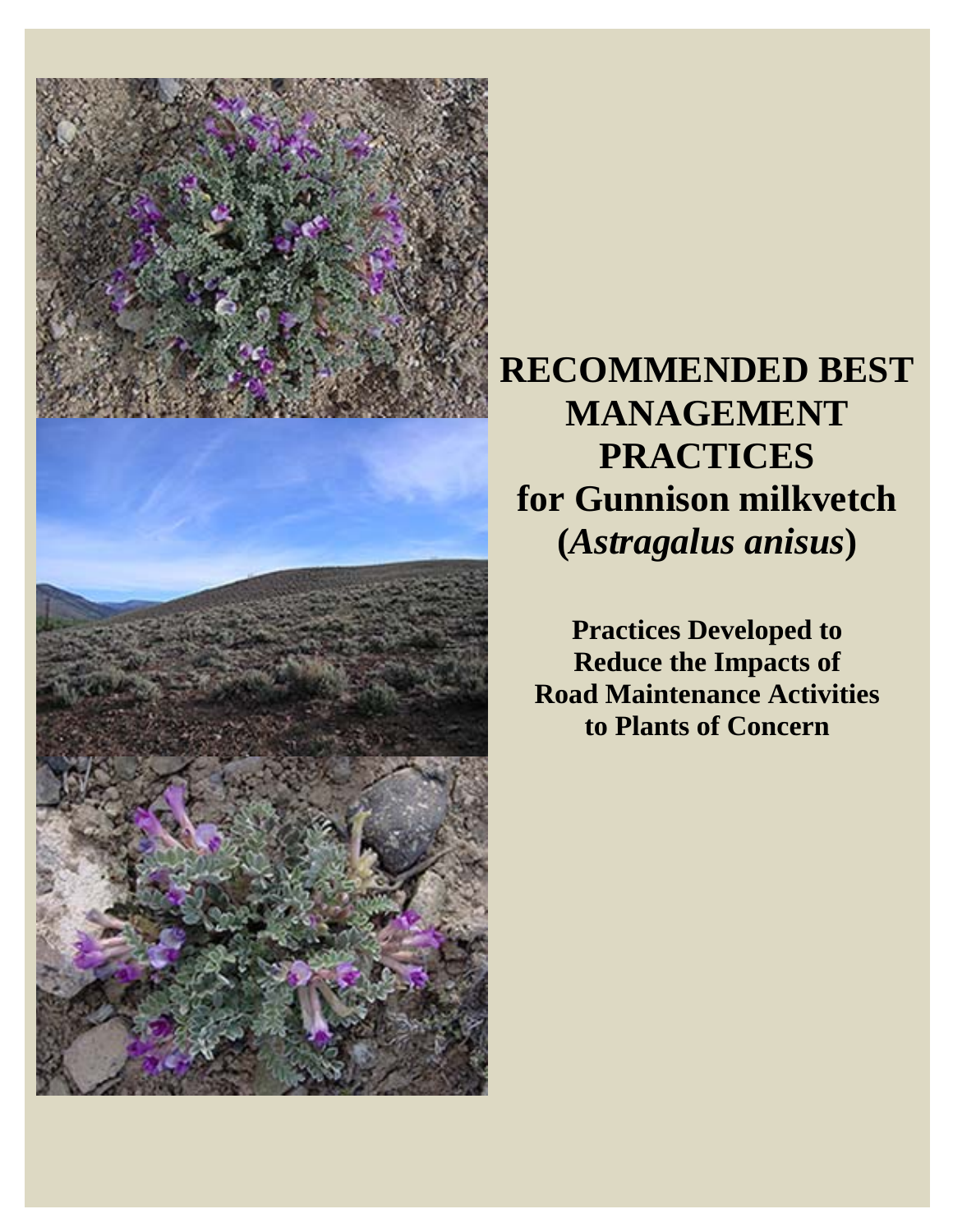# RECOMMENDED BEST MANAGEMENT PRACTICES for Gunnison milkvetch (*Astragalus anisus*)

**Practices Developed to Reduce the Impacts of Road Maintenance Activities to Plants of Concern**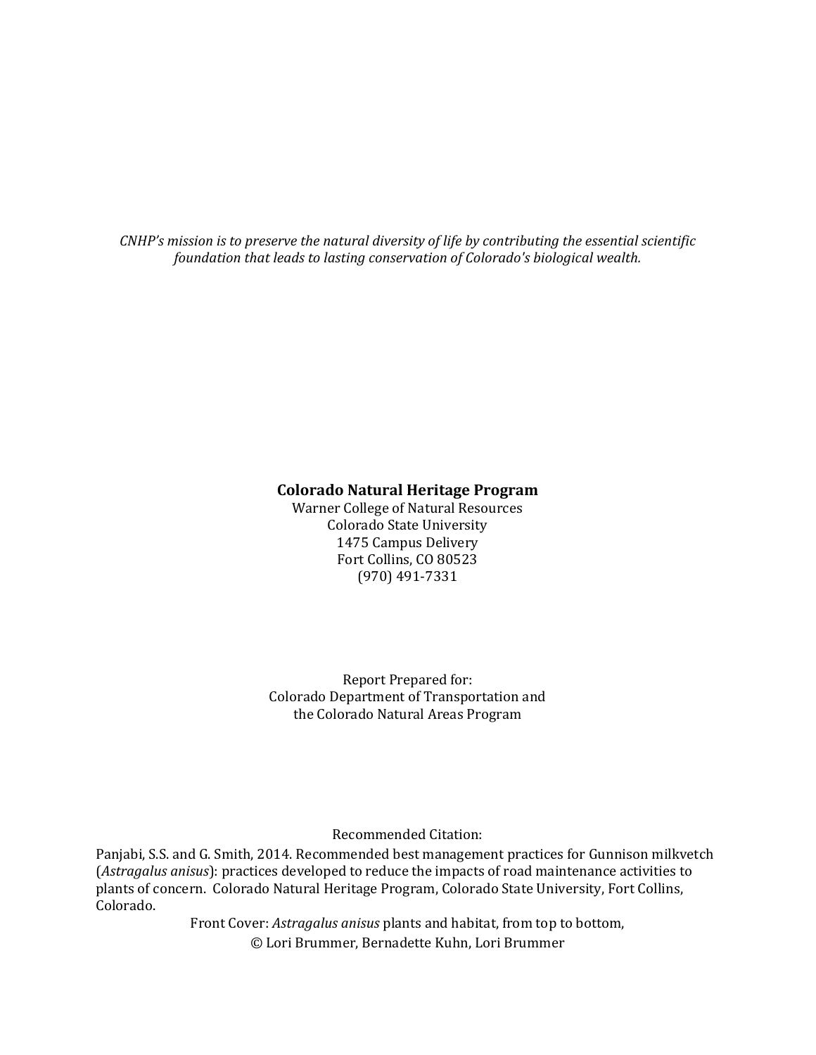*CNHP's mission is to preserve the natural diversity of life by contributing the essential scientific foundation that leads to lasting conservation of Colorado's biological wealth.*

**Colorado Natural Heritage Program**
Warner College of Natural Resources
Colorado State University
1475 Campus Delivery
Fort Collins, CO 80523
(970) 491-7331

Report Prepared for:
Colorado Department of Transportation and
the Colorado Natural Areas Program

Recommended Citation:
Panjabi, S.S. and G. Smith, 2014. Recommended best management practices for Gunnison milkvetch (*Astragalus anisus*): practices developed to reduce the impacts of road maintenance activities to plants of concern. Colorado Natural Heritage Program, Colorado State University, Fort Collins, Colorado.

Front Cover: *Astragalus anisus* plants and habitat, from top to bottom,
© Lori Brummer, Bernadette Kuhn, Lori Brummer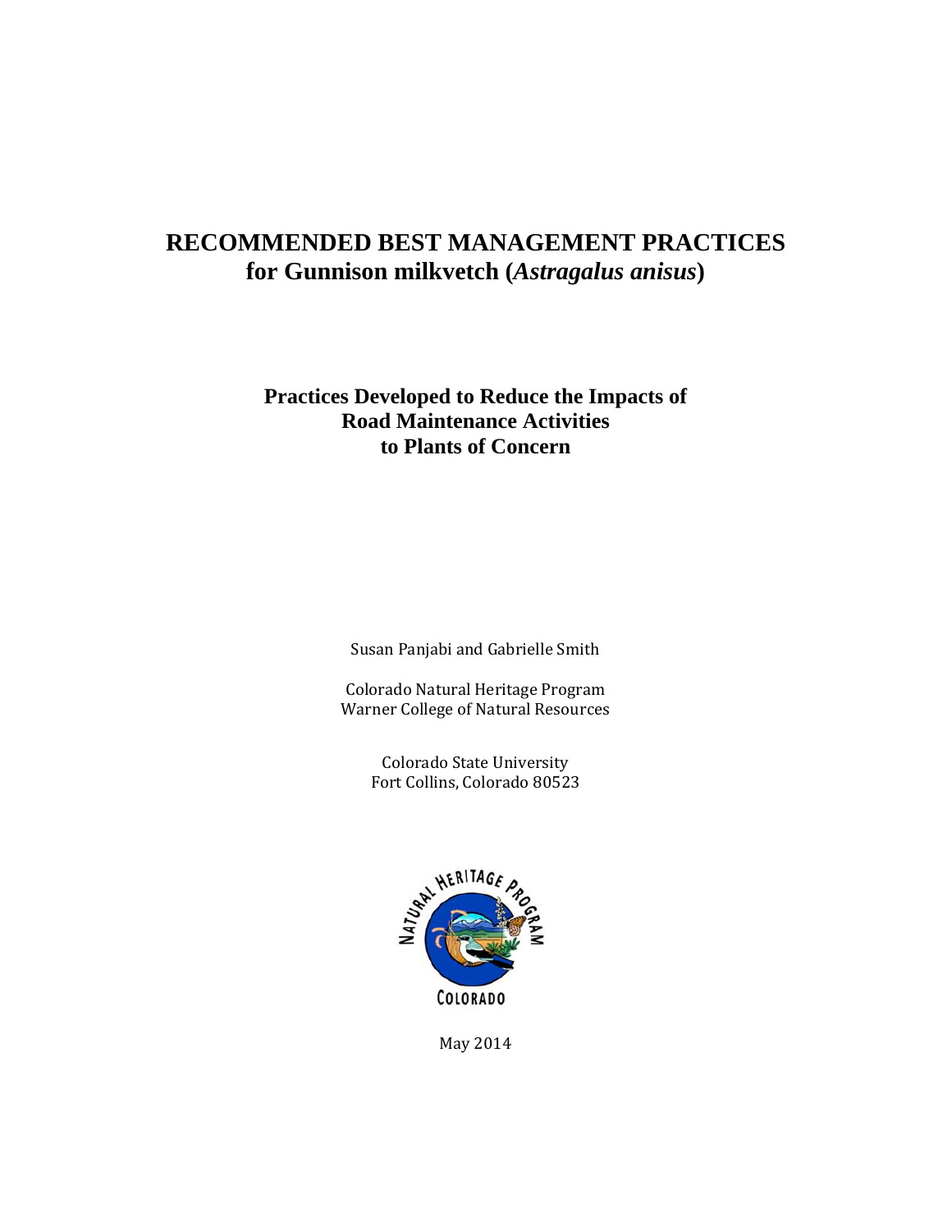# RECOMMENDED BEST MANAGEMENT PRACTICES
## for Gunnison milkvetch (*Astragalus anisus*)

### Practices Developed to Reduce the Impacts of Road Maintenance Activities to Plants of Concern

Susan Panjabi and Gabrielle Smith

Colorado Natural Heritage Program
Warner College of Natural Resources

Colorado State University
Fort Collins, Colorado 80523

May 2014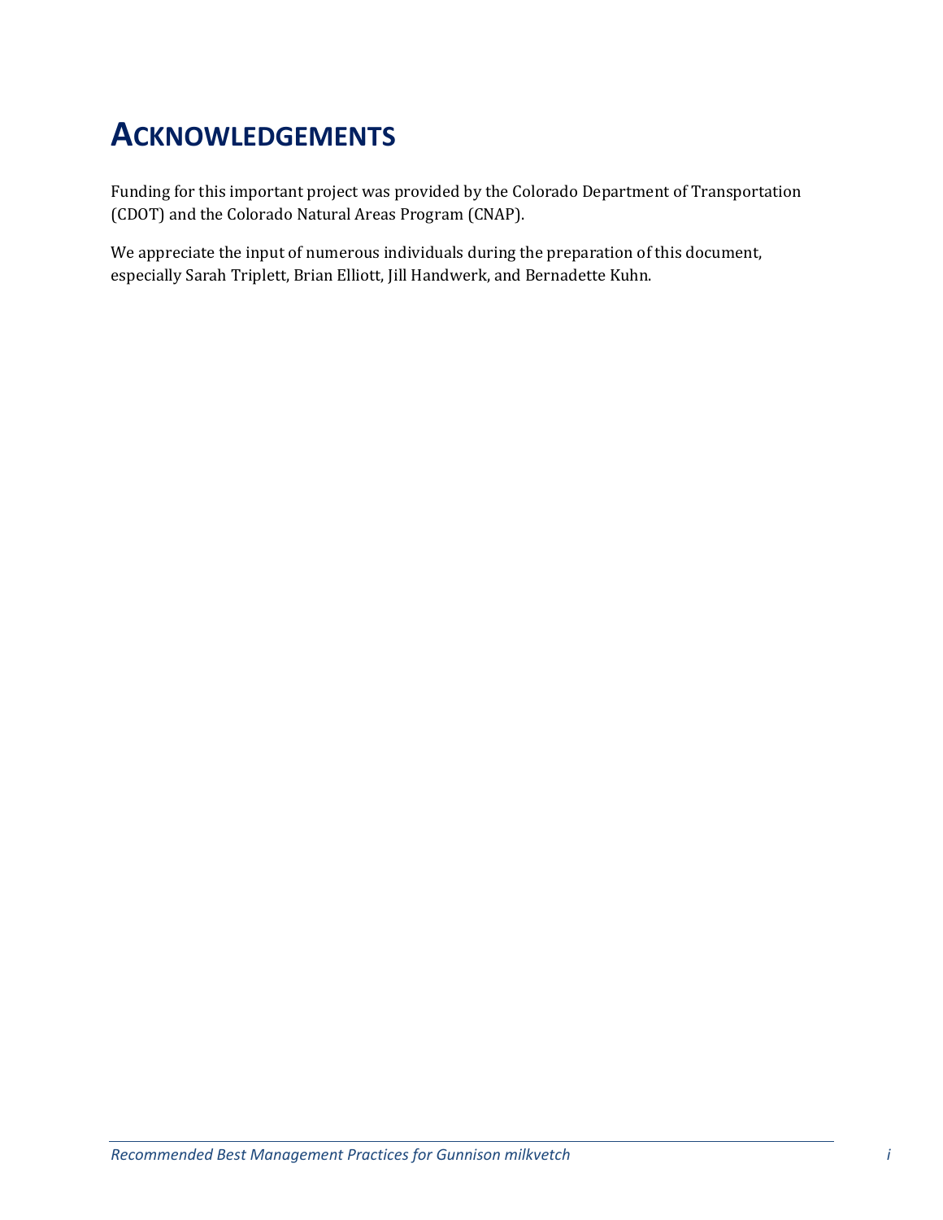# ACKNOWLEDGEMENTS

Funding for this important project was provided by the Colorado Department of Transportation (CDOT) and the Colorado Natural Areas Program (CNAP).

We appreciate the input of numerous individuals during the preparation of this document, especially Sarah Triplett, Brian Elliott, Jill Handwerk, and Bernadette Kuhn.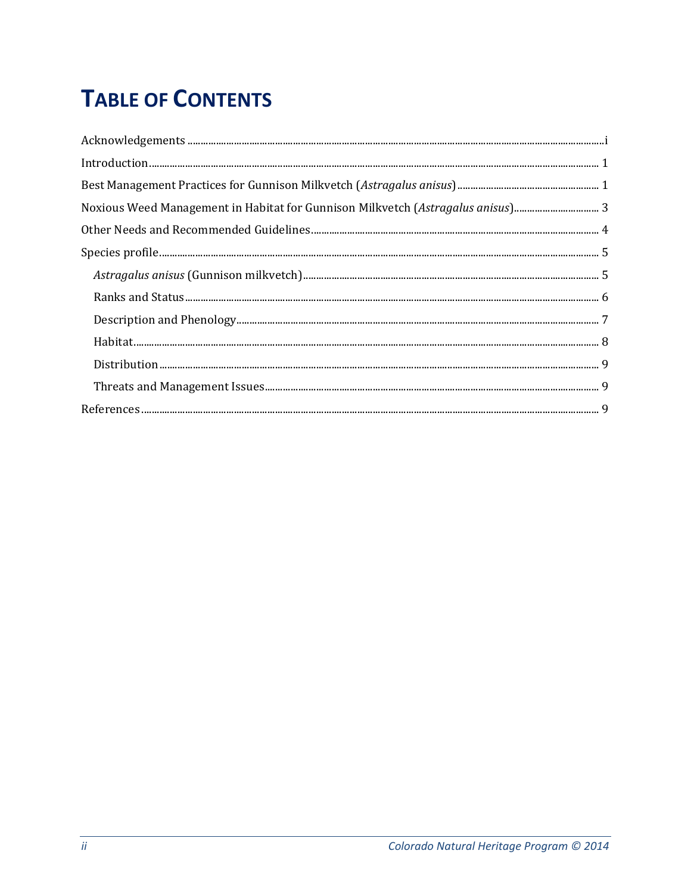# TABLE OF CONTENTS

Acknowledgements .......... i

Introduction .......... 1

Best Management Practices for Gunnison Milkvetch (*Astragalus anisus*) .......... 1

Noxious Weed Management in Habitat for Gunnison Milkvetch (*Astragalus anisus*) .......... 3

Other Needs and Recommended Guidelines .......... 4

Species profile .......... 5

- *Astragalus anisus* (Gunnison milkvetch) .......... 5
- Ranks and Status .......... 6
- Description and Phenology .......... 7
- Habitat .......... 8
- Distribution .......... 9
- Threats and Management Issues .......... 9

References .......... 9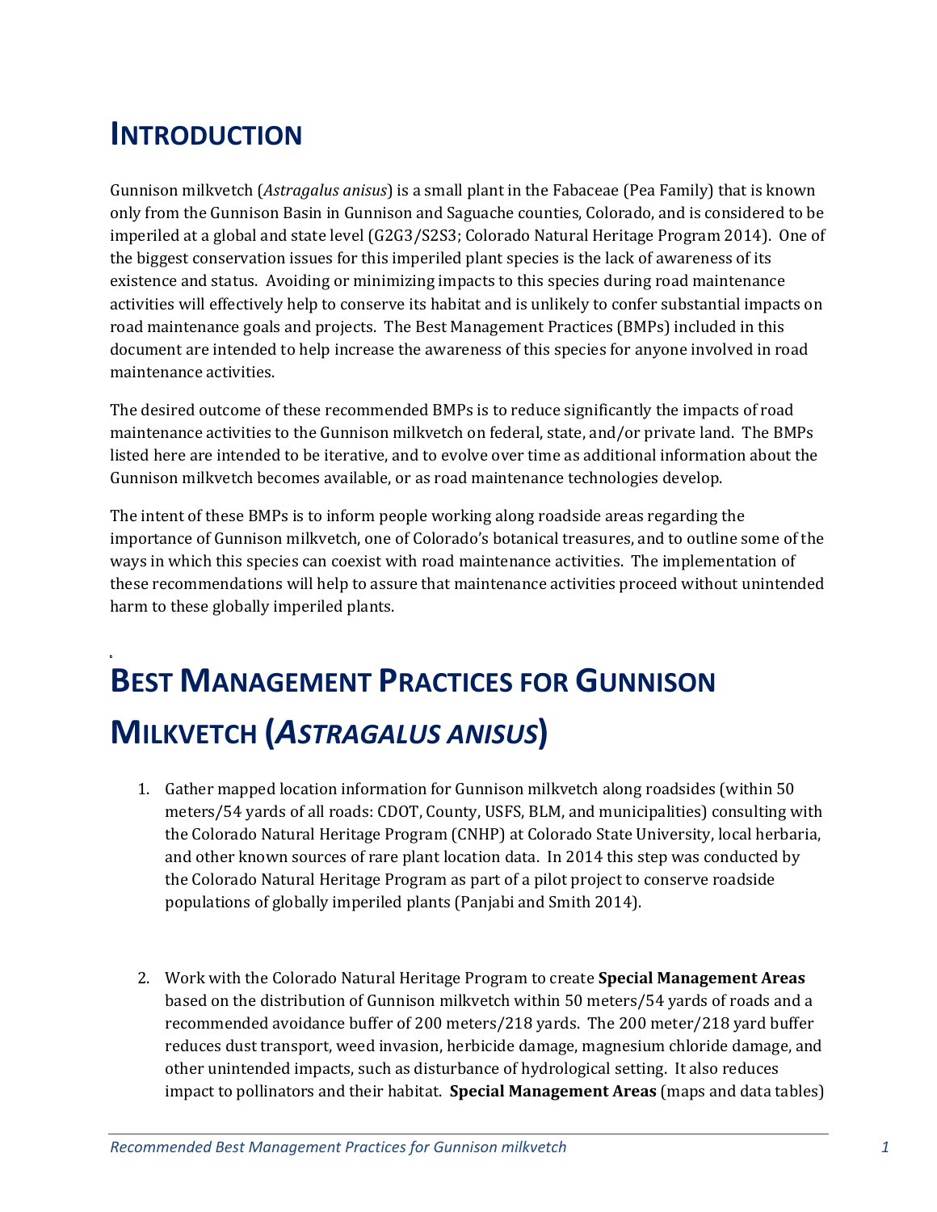# INTRODUCTION

Gunnison milkvetch (*Astragalus anisus*) is a small plant in the Fabaceae (Pea Family) that is known only from the Gunnison Basin in Gunnison and Saguache counties, Colorado, and is considered to be imperiled at a global and state level (G2G3/S2S3; Colorado Natural Heritage Program 2014). One of the biggest conservation issues for this imperiled plant species is the lack of awareness of its existence and status. Avoiding or minimizing impacts to this species during road maintenance activities will effectively help to conserve its habitat and is unlikely to confer substantial impacts on road maintenance goals and projects. The Best Management Practices (BMPs) included in this document are intended to help increase the awareness of this species for anyone involved in road maintenance activities.

The desired outcome of these recommended BMPs is to reduce significantly the impacts of road maintenance activities to the Gunnison milkvetch on federal, state, and/or private land. The BMPs listed here are intended to be iterative, and to evolve over time as additional information about the Gunnison milkvetch becomes available, or as road maintenance technologies develop.

The intent of these BMPs is to inform people working along roadside areas regarding the importance of Gunnison milkvetch, one of Colorado's botanical treasures, and to outline some of the ways in which this species can coexist with road maintenance activities. The implementation of these recommendations will help to assure that maintenance activities proceed without unintended harm to these globally imperiled plants.

# BEST MANAGEMENT PRACTICES FOR GUNNISON MILKVETCH (*ASTRAGALUS ANISUS*)

1. Gather mapped location information for Gunnison milkvetch along roadsides (within 50 meters/54 yards of all roads: CDOT, County, USFS, BLM, and municipalities) consulting with the Colorado Natural Heritage Program (CNHP) at Colorado State University, local herbaria, and other known sources of rare plant location data. In 2014 this step was conducted by the Colorado Natural Heritage Program as part of a pilot project to conserve roadside populations of globally imperiled plants (Panjabi and Smith 2014).

2. Work with the Colorado Natural Heritage Program to create **Special Management Areas** based on the distribution of Gunnison milkvetch within 50 meters/54 yards of roads and a recommended avoidance buffer of 200 meters/218 yards. The 200 meter/218 yard buffer reduces dust transport, weed invasion, herbicide damage, magnesium chloride damage, and other unintended impacts, such as disturbance of hydrological setting. It also reduces impact to pollinators and their habitat. **Special Management Areas** (maps and data tables)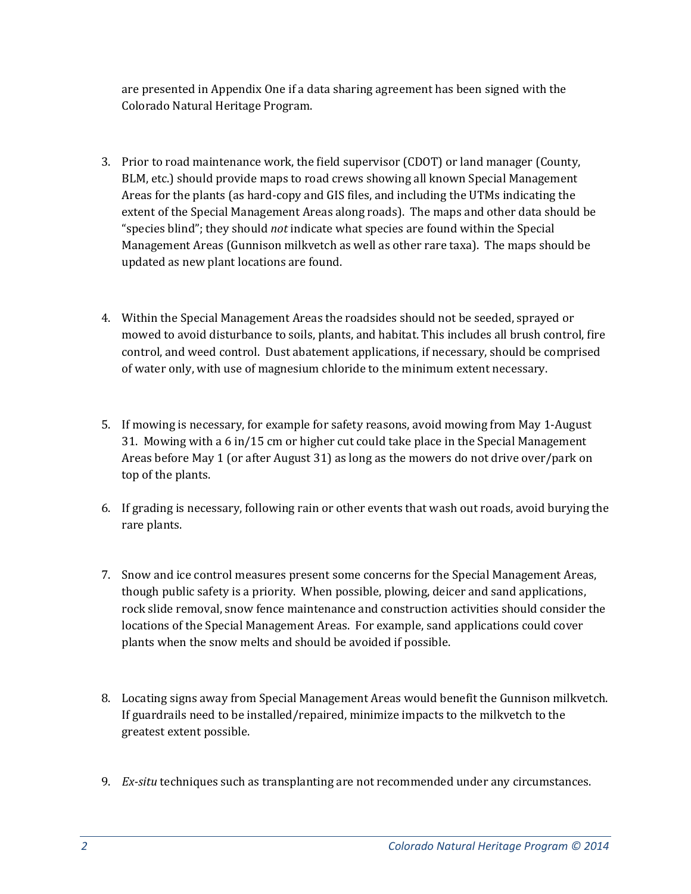are presented in Appendix One if a data sharing agreement has been signed with the Colorado Natural Heritage Program.

3. Prior to road maintenance work, the field supervisor (CDOT) or land manager (County, BLM, etc.) should provide maps to road crews showing all known Special Management Areas for the plants (as hard-copy and GIS files, and including the UTMs indicating the extent of the Special Management Areas along roads). The maps and other data should be "species blind"; they should *not* indicate what species are found within the Special Management Areas (Gunnison milkvetch as well as other rare taxa). The maps should be updated as new plant locations are found.

4. Within the Special Management Areas the roadsides should not be seeded, sprayed or mowed to avoid disturbance to soils, plants, and habitat. This includes all brush control, fire control, and weed control. Dust abatement applications, if necessary, should be comprised of water only, with use of magnesium chloride to the minimum extent necessary.

5. If mowing is necessary, for example for safety reasons, avoid mowing from May 1-August 31. Mowing with a 6 in/15 cm or higher cut could take place in the Special Management Areas before May 1 (or after August 31) as long as the mowers do not drive over/park on top of the plants.

6. If grading is necessary, following rain or other events that wash out roads, avoid burying the rare plants.

7. Snow and ice control measures present some concerns for the Special Management Areas, though public safety is a priority. When possible, plowing, deicer and sand applications, rock slide removal, snow fence maintenance and construction activities should consider the locations of the Special Management Areas. For example, sand applications could cover plants when the snow melts and should be avoided if possible.

8. Locating signs away from Special Management Areas would benefit the Gunnison milkvetch. If guardrails need to be installed/repaired, minimize impacts to the milkvetch to the greatest extent possible.

9. *Ex-situ* techniques such as transplanting are not recommended under any circumstances.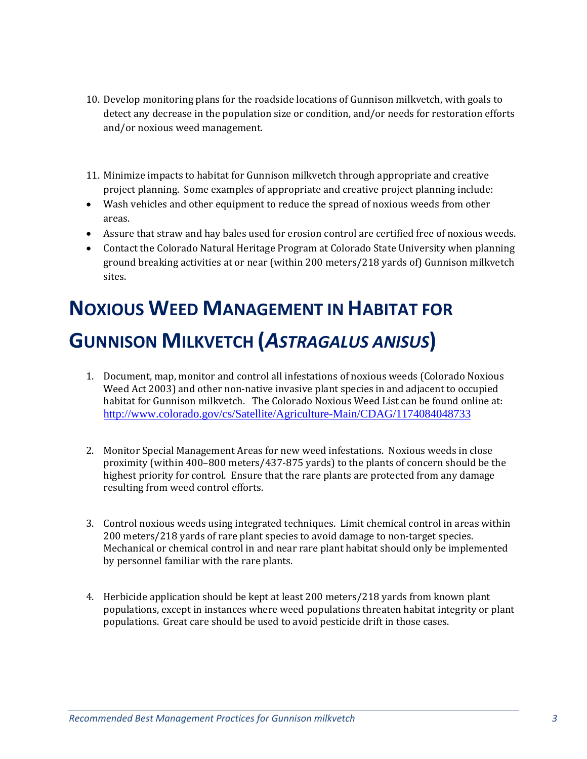10. Develop monitoring plans for the roadside locations of Gunnison milkvetch, with goals to detect any decrease in the population size or condition, and/or needs for restoration efforts and/or noxious weed management.

11. Minimize impacts to habitat for Gunnison milkvetch through appropriate and creative project planning. Some examples of appropriate and creative project planning include:

- Wash vehicles and other equipment to reduce the spread of noxious weeds from other areas.
- Assure that straw and hay bales used for erosion control are certified free of noxious weeds.
- Contact the Colorado Natural Heritage Program at Colorado State University when planning ground breaking activities at or near (within 200 meters/218 yards of) Gunnison milkvetch sites.

# NOXIOUS WEED MANAGEMENT IN HABITAT FOR GUNNISON MILKVETCH (*ASTRAGALUS ANISUS*)

1. Document, map, monitor and control all infestations of noxious weeds (Colorado Noxious Weed Act 2003) and other non-native invasive plant species in and adjacent to occupied habitat for Gunnison milkvetch. The Colorado Noxious Weed List can be found online at: http://www.colorado.gov/cs/Satellite/Agriculture-Main/CDAG/1174084048733

2. Monitor Special Management Areas for new weed infestations. Noxious weeds in close proximity (within 400–800 meters/437-875 yards) to the plants of concern should be the highest priority for control. Ensure that the rare plants are protected from any damage resulting from weed control efforts.

3. Control noxious weeds using integrated techniques. Limit chemical control in areas within 200 meters/218 yards of rare plant species to avoid damage to non-target species. Mechanical or chemical control in and near rare plant habitat should only be implemented by personnel familiar with the rare plants.

4. Herbicide application should be kept at least 200 meters/218 yards from known plant populations, except in instances where weed populations threaten habitat integrity or plant populations. Great care should be used to avoid pesticide drift in those cases.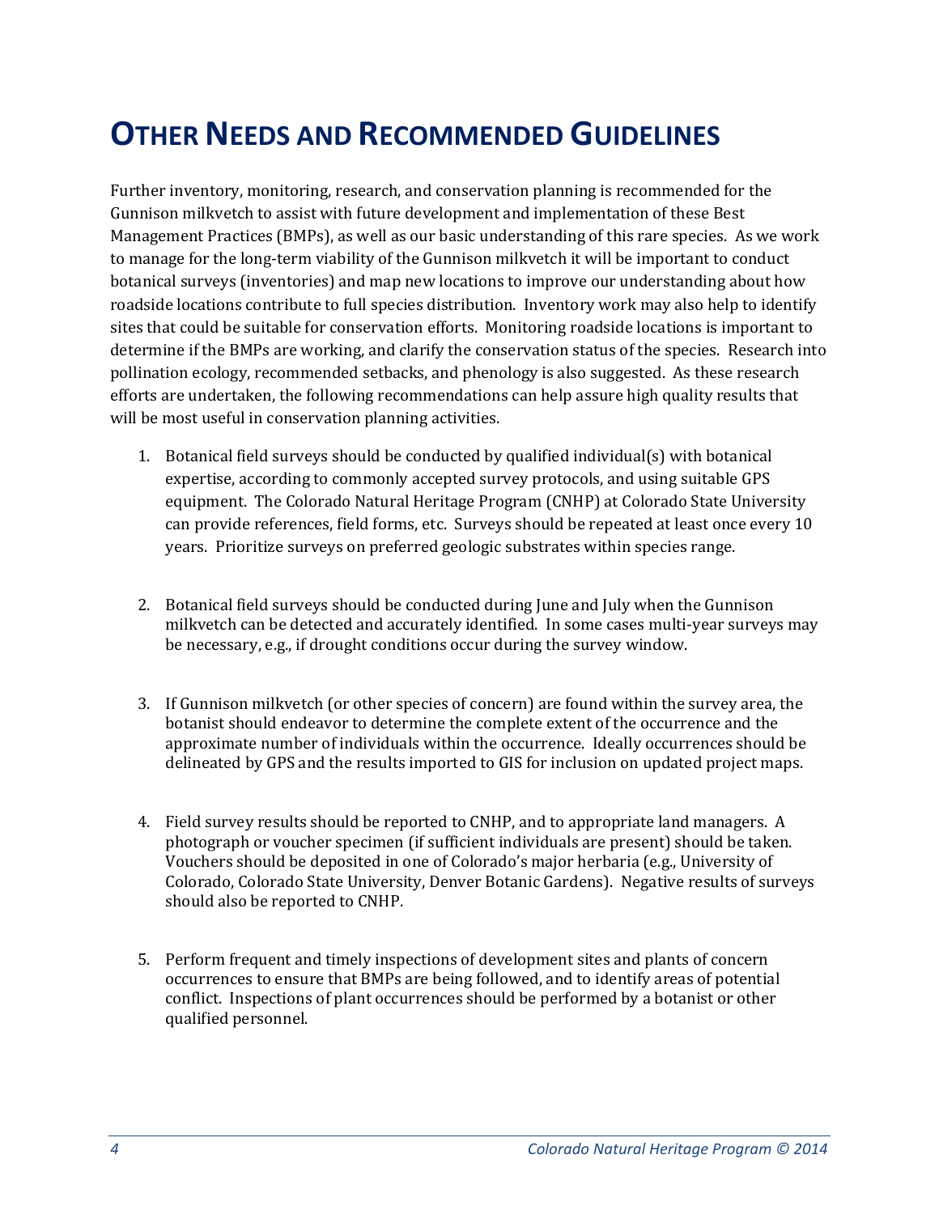# Other Needs and Recommended Guidelines

Further inventory, monitoring, research, and conservation planning is recommended for the Gunnison milkvetch to assist with future development and implementation of these Best Management Practices (BMPs), as well as our basic understanding of this rare species. As we work to manage for the long-term viability of the Gunnison milkvetch it will be important to conduct botanical surveys (inventories) and map new locations to improve our understanding about how roadside locations contribute to full species distribution. Inventory work may also help to identify sites that could be suitable for conservation efforts. Monitoring roadside locations is important to determine if the BMPs are working, and clarify the conservation status of the species. Research into pollination ecology, recommended setbacks, and phenology is also suggested. As these research efforts are undertaken, the following recommendations can help assure high quality results that will be most useful in conservation planning activities.

1. Botanical field surveys should be conducted by qualified individual(s) with botanical expertise, according to commonly accepted survey protocols, and using suitable GPS equipment. The Colorado Natural Heritage Program (CNHP) at Colorado State University can provide references, field forms, etc. Surveys should be repeated at least once every 10 years. Prioritize surveys on preferred geologic substrates within species range.

2. Botanical field surveys should be conducted during June and July when the Gunnison milkvetch can be detected and accurately identified. In some cases multi-year surveys may be necessary, e.g., if drought conditions occur during the survey window.

3. If Gunnison milkvetch (or other species of concern) are found within the survey area, the botanist should endeavor to determine the complete extent of the occurrence and the approximate number of individuals within the occurrence. Ideally occurrences should be delineated by GPS and the results imported to GIS for inclusion on updated project maps.

4. Field survey results should be reported to CNHP, and to appropriate land managers. A photograph or voucher specimen (if sufficient individuals are present) should be taken. Vouchers should be deposited in one of Colorado's major herbaria (e.g., University of Colorado, Colorado State University, Denver Botanic Gardens). Negative results of surveys should also be reported to CNHP.

5. Perform frequent and timely inspections of development sites and plants of concern occurrences to ensure that BMPs are being followed, and to identify areas of potential conflict. Inspections of plant occurrences should be performed by a botanist or other qualified personnel.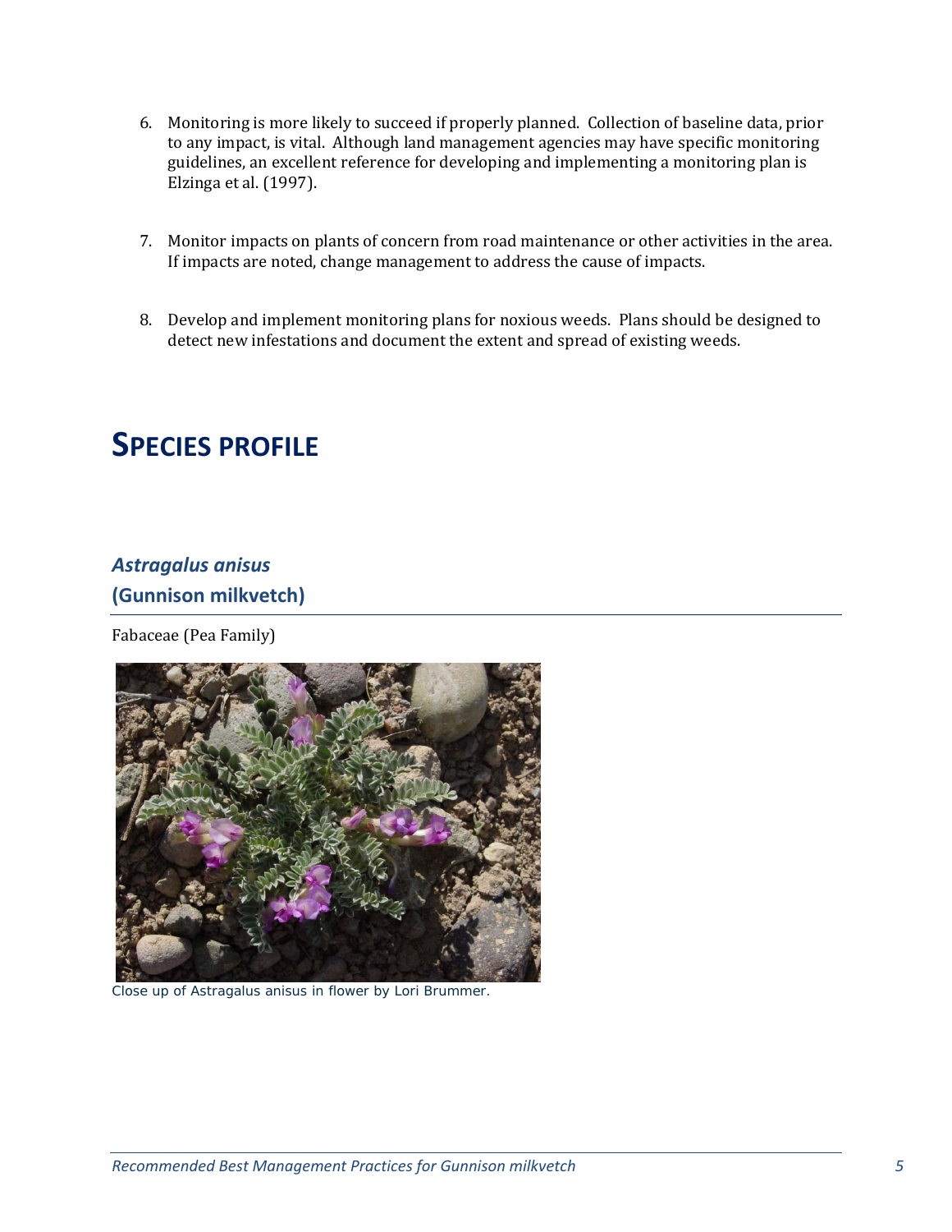6. Monitoring is more likely to succeed if properly planned. Collection of baseline data, prior to any impact, is vital. Although land management agencies may have specific monitoring guidelines, an excellent reference for developing and implementing a monitoring plan is Elzinga et al. (1997).

7. Monitor impacts on plants of concern from road maintenance or other activities in the area. If impacts are noted, change management to address the cause of impacts.

8. Develop and implement monitoring plans for noxious weeds. Plans should be designed to detect new infestations and document the extent and spread of existing weeds.

# SPECIES PROFILE

## *Astragalus anisus*
## (Gunnison milkvetch)

Fabaceae (Pea Family)

Close up of Astragalus anisus in flower by Lori Brummer.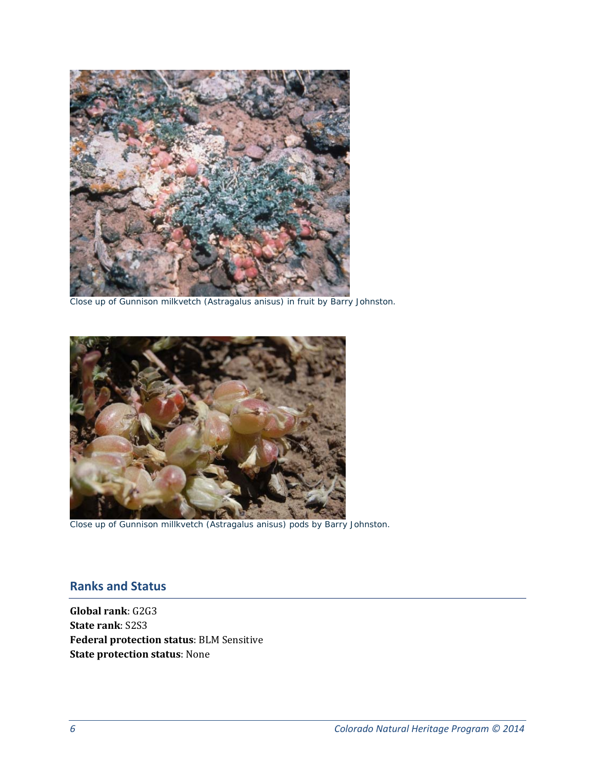Close up of Gunnison milkvetch (Astragalus anisus) in fruit by Barry Johnston.

Close up of Gunnison millkvetch (Astragalus anisus) pods by Barry Johnston.

## Ranks and Status

**Global rank**: G2G3
**State rank**: S2S3
**Federal protection status**: BLM Sensitive
**State protection status**: None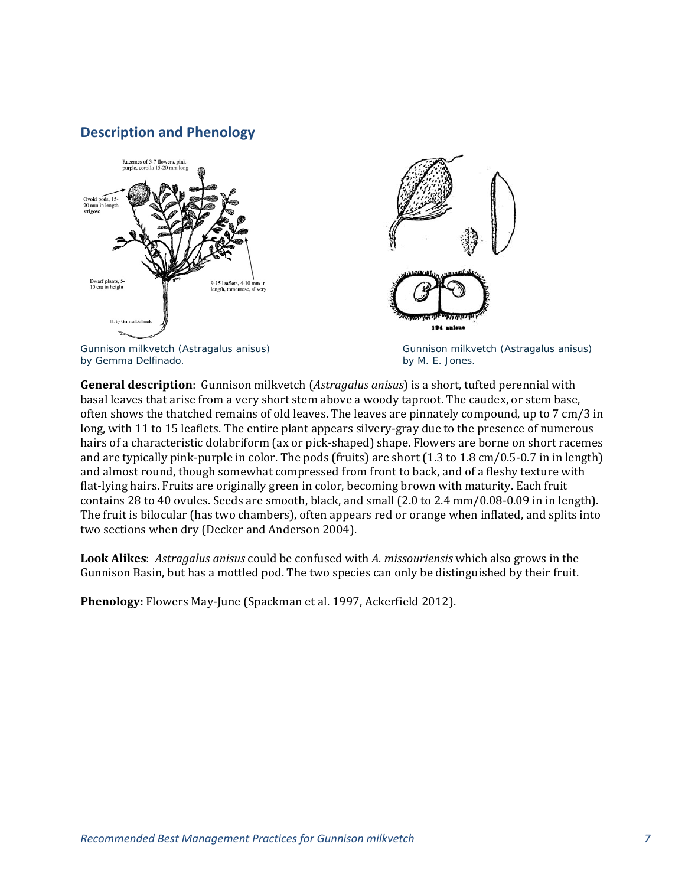## Description and Phenology

Gunnison milkvetch (Astragalus anisus) by Gemma Delfinado.

Gunnison milkvetch (Astragalus anisus) by M. E. Jones.

**General description**: Gunnison milkvetch (*Astragalus anisus*) is a short, tufted perennial with basal leaves that arise from a very short stem above a woody taproot. The caudex, or stem base, often shows the thatched remains of old leaves. The leaves are pinnately compound, up to 7 cm/3 in long, with 11 to 15 leaflets. The entire plant appears silvery-gray due to the presence of numerous hairs of a characteristic dolabriform (ax or pick-shaped) shape. Flowers are borne on short racemes and are typically pink-purple in color. The pods (fruits) are short (1.3 to 1.8 cm/0.5-0.7 in in length) and almost round, though somewhat compressed from front to back, and of a fleshy texture with flat-lying hairs. Fruits are originally green in color, becoming brown with maturity. Each fruit contains 28 to 40 ovules. Seeds are smooth, black, and small (2.0 to 2.4 mm/0.08-0.09 in in length). The fruit is bilocular (has two chambers), often appears red or orange when inflated, and splits into two sections when dry (Decker and Anderson 2004).

**Look Alikes**: *Astragalus anisus* could be confused with *A. missouriensis* which also grows in the Gunnison Basin, but has a mottled pod. The two species can only be distinguished by their fruit.

**Phenology:** Flowers May-June (Spackman et al. 1997, Ackerfield 2012).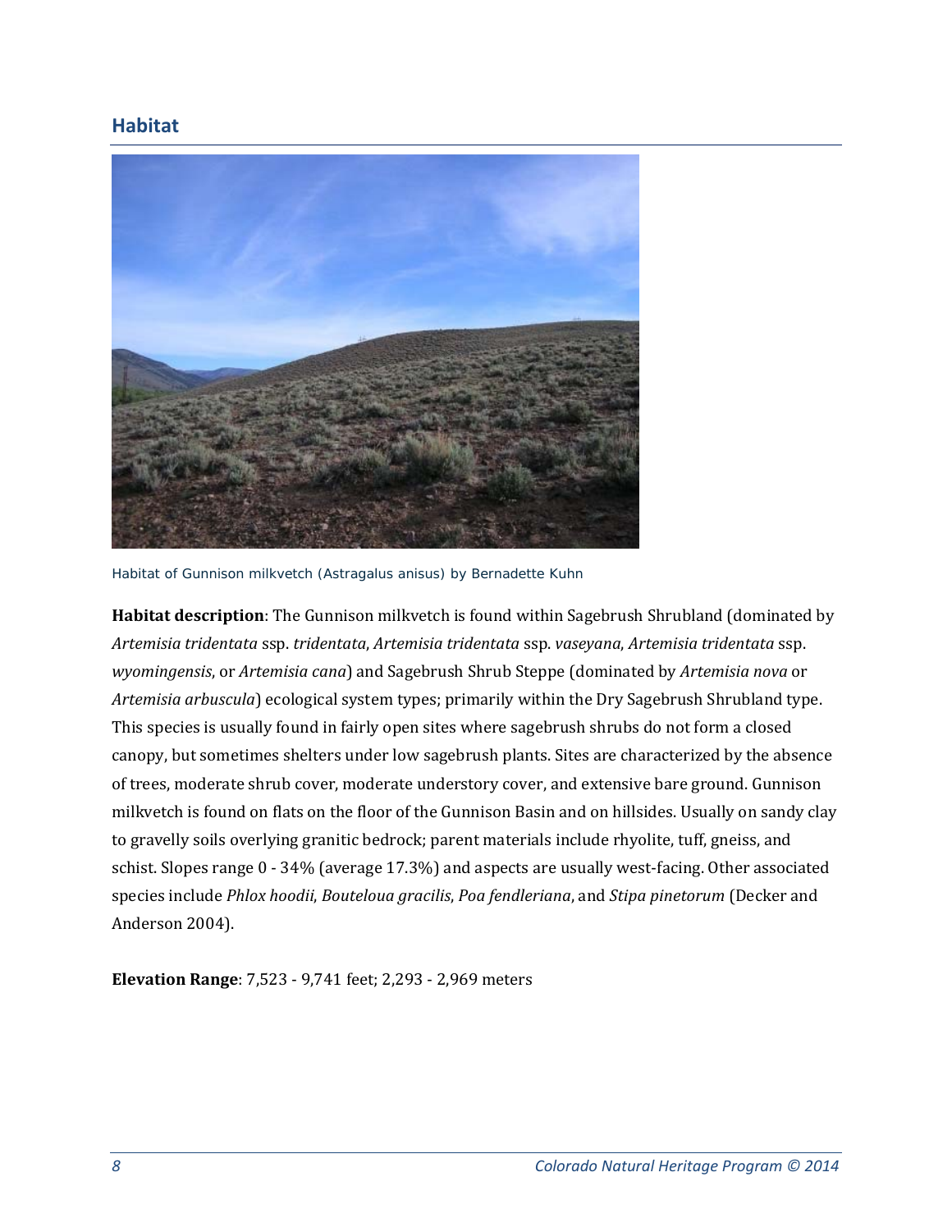## Habitat

Habitat of Gunnison milkvetch (Astragalus anisus) by Bernadette Kuhn

**Habitat description**: The Gunnison milkvetch is found within Sagebrush Shrubland (dominated by *Artemisia tridentata* ssp. *tridentata*, *Artemisia tridentata* ssp. *vaseyana*, *Artemisia tridentata* ssp. *wyomingensis*, or *Artemisia cana*) and Sagebrush Shrub Steppe (dominated by *Artemisia nova* or *Artemisia arbuscula*) ecological system types; primarily within the Dry Sagebrush Shrubland type. This species is usually found in fairly open sites where sagebrush shrubs do not form a closed canopy, but sometimes shelters under low sagebrush plants. Sites are characterized by the absence of trees, moderate shrub cover, moderate understory cover, and extensive bare ground. Gunnison milkvetch is found on flats on the floor of the Gunnison Basin and on hillsides. Usually on sandy clay to gravelly soils overlying granitic bedrock; parent materials include rhyolite, tuff, gneiss, and schist. Slopes range 0 - 34% (average 17.3%) and aspects are usually west-facing. Other associated species include *Phlox hoodii*, *Bouteloua gracilis*, *Poa fendleriana*, and *Stipa pinetorum* (Decker and Anderson 2004).

**Elevation Range**: 7,523 - 9,741 feet; 2,293 - 2,969 meters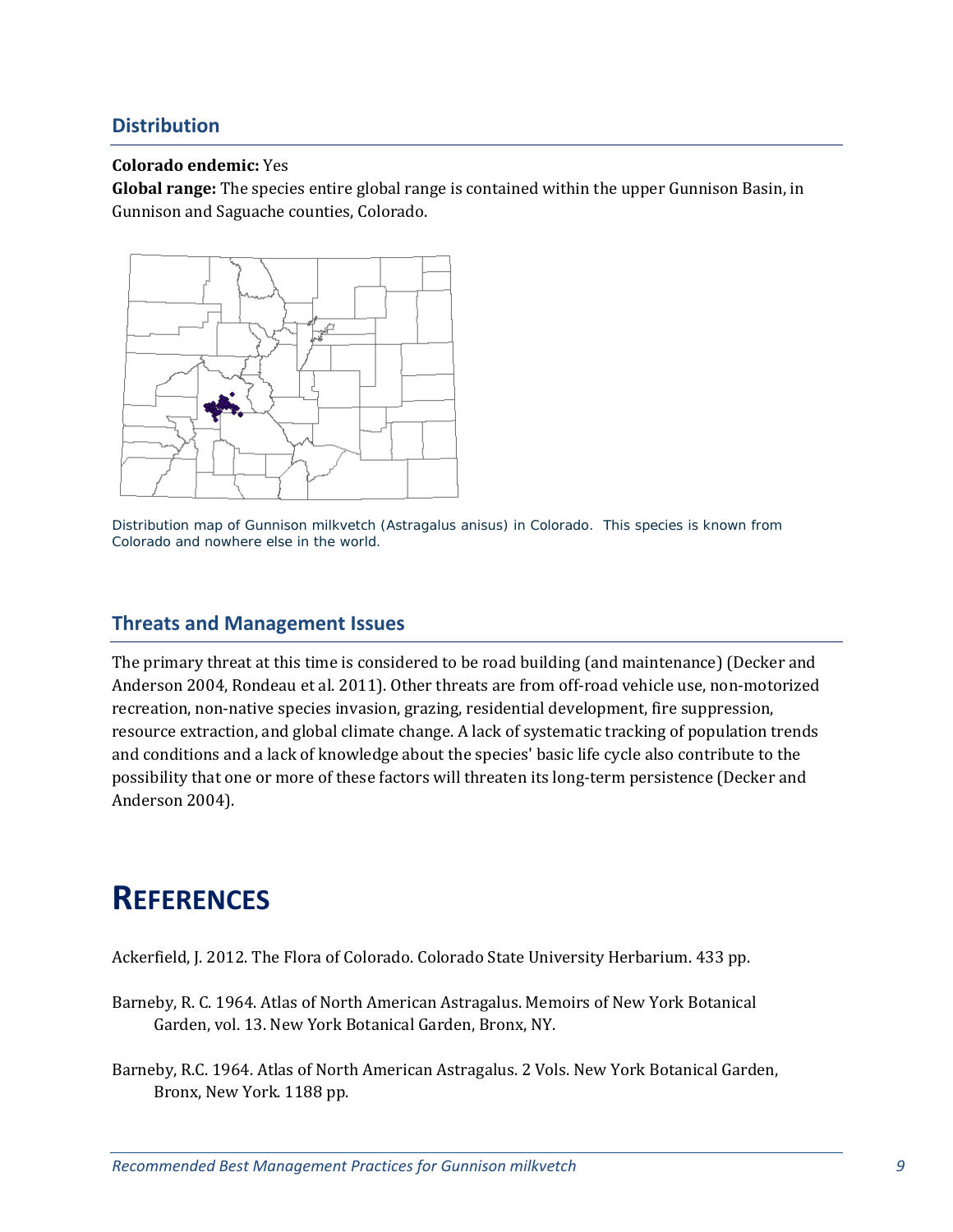## Distribution

**Colorado endemic:** Yes
**Global range:** The species entire global range is contained within the upper Gunnison Basin, in Gunnison and Saguache counties, Colorado.

Distribution map of Gunnison milkvetch (Astragalus anisus) in Colorado. This species is known from Colorado and nowhere else in the world.

## Threats and Management Issues

The primary threat at this time is considered to be road building (and maintenance) (Decker and Anderson 2004, Rondeau et al. 2011). Other threats are from off-road vehicle use, non-motorized recreation, non-native species invasion, grazing, residential development, fire suppression, resource extraction, and global climate change. A lack of systematic tracking of population trends and conditions and a lack of knowledge about the species' basic life cycle also contribute to the possibility that one or more of these factors will threaten its long-term persistence (Decker and Anderson 2004).

# REFERENCES

Ackerfield, J. 2012. The Flora of Colorado. Colorado State University Herbarium. 433 pp.

Barneby, R. C. 1964. Atlas of North American Astragalus. Memoirs of New York Botanical Garden, vol. 13. New York Botanical Garden, Bronx, NY.

Barneby, R.C. 1964. Atlas of North American Astragalus. 2 Vols. New York Botanical Garden, Bronx, New York. 1188 pp.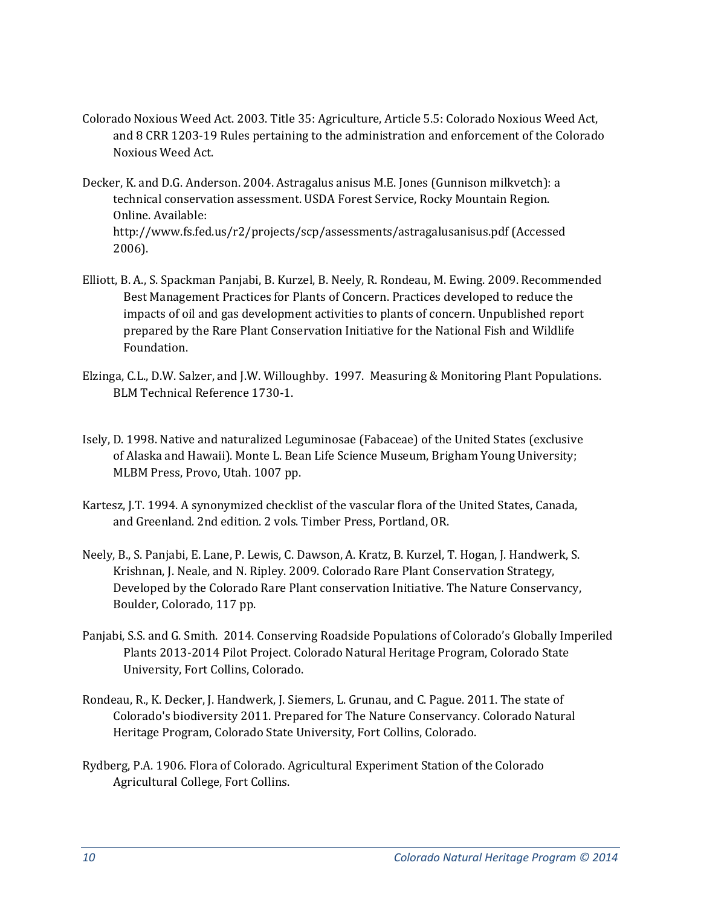Colorado Noxious Weed Act. 2003. Title 35: Agriculture, Article 5.5: Colorado Noxious Weed Act, and 8 CRR 1203-19 Rules pertaining to the administration and enforcement of the Colorado Noxious Weed Act.

Decker, K. and D.G. Anderson. 2004. Astragalus anisus M.E. Jones (Gunnison milkvetch): a technical conservation assessment. USDA Forest Service, Rocky Mountain Region. Online. Available: http://www.fs.fed.us/r2/projects/scp/assessments/astragalusanisus.pdf (Accessed 2006).

Elliott, B. A., S. Spackman Panjabi, B. Kurzel, B. Neely, R. Rondeau, M. Ewing. 2009. Recommended Best Management Practices for Plants of Concern. Practices developed to reduce the impacts of oil and gas development activities to plants of concern. Unpublished report prepared by the Rare Plant Conservation Initiative for the National Fish and Wildlife Foundation.

Elzinga, C.L., D.W. Salzer, and J.W. Willoughby. 1997. Measuring & Monitoring Plant Populations. BLM Technical Reference 1730-1.

Isely, D. 1998. Native and naturalized Leguminosae (Fabaceae) of the United States (exclusive of Alaska and Hawaii). Monte L. Bean Life Science Museum, Brigham Young University; MLBM Press, Provo, Utah. 1007 pp.

Kartesz, J.T. 1994. A synonymized checklist of the vascular flora of the United States, Canada, and Greenland. 2nd edition. 2 vols. Timber Press, Portland, OR.

Neely, B., S. Panjabi, E. Lane, P. Lewis, C. Dawson, A. Kratz, B. Kurzel, T. Hogan, J. Handwerk, S. Krishnan, J. Neale, and N. Ripley. 2009. Colorado Rare Plant Conservation Strategy, Developed by the Colorado Rare Plant conservation Initiative. The Nature Conservancy, Boulder, Colorado, 117 pp.

Panjabi, S.S. and G. Smith. 2014. Conserving Roadside Populations of Colorado's Globally Imperiled Plants 2013-2014 Pilot Project. Colorado Natural Heritage Program, Colorado State University, Fort Collins, Colorado.

Rondeau, R., K. Decker, J. Handwerk, J. Siemers, L. Grunau, and C. Pague. 2011. The state of Colorado's biodiversity 2011. Prepared for The Nature Conservancy. Colorado Natural Heritage Program, Colorado State University, Fort Collins, Colorado.

Rydberg, P.A. 1906. Flora of Colorado. Agricultural Experiment Station of the Colorado Agricultural College, Fort Collins.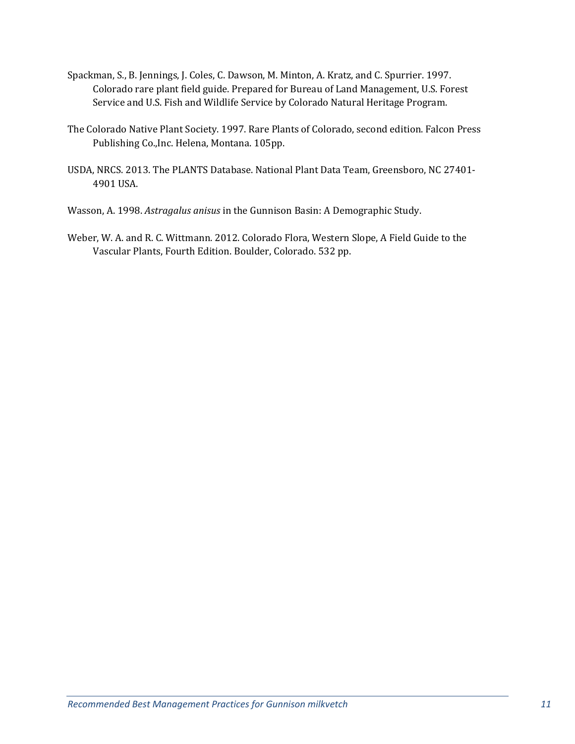Spackman, S., B. Jennings, J. Coles, C. Dawson, M. Minton, A. Kratz, and C. Spurrier. 1997. Colorado rare plant field guide. Prepared for Bureau of Land Management, U.S. Forest Service and U.S. Fish and Wildlife Service by Colorado Natural Heritage Program.

The Colorado Native Plant Society. 1997. Rare Plants of Colorado, second edition. Falcon Press Publishing Co.,Inc. Helena, Montana. 105pp.

USDA, NRCS. 2013. The PLANTS Database. National Plant Data Team, Greensboro, NC 27401-4901 USA.

Wasson, A. 1998. *Astragalus anisus* in the Gunnison Basin: A Demographic Study.

Weber, W. A. and R. C. Wittmann. 2012. Colorado Flora, Western Slope, A Field Guide to the Vascular Plants, Fourth Edition. Boulder, Colorado. 532 pp.